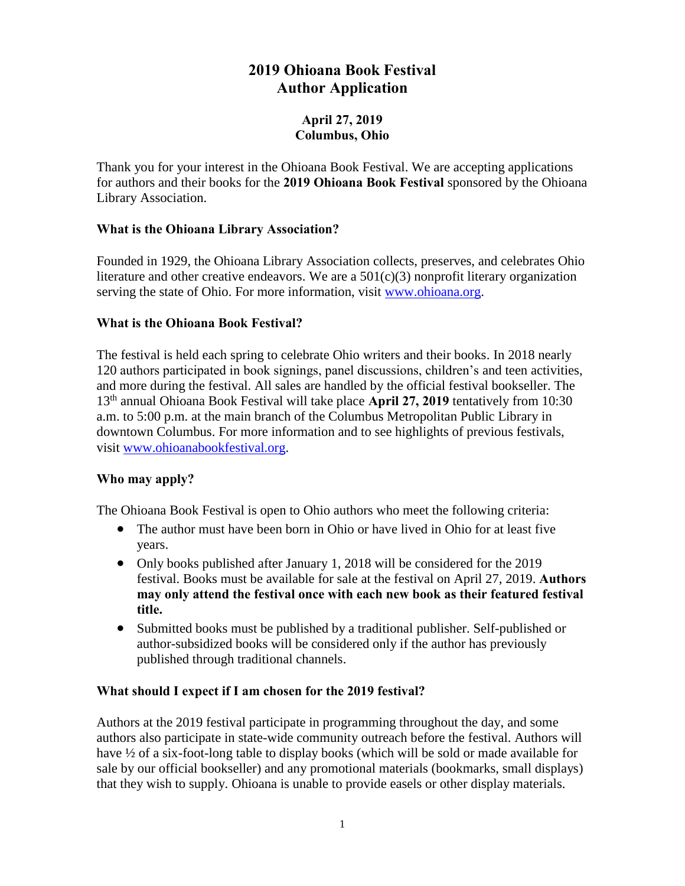# 2019 Ohioana Book Festival
# Author Application

**April 27, 2019**
**Columbus, Ohio**

Thank you for your interest in the Ohioana Book Festival. We are accepting applications for authors and their books for the **2019 Ohioana Book Festival** sponsored by the Ohioana Library Association.

### What is the Ohioana Library Association?

Founded in 1929, the Ohioana Library Association collects, preserves, and celebrates Ohio literature and other creative endeavors. We are a 501(c)(3) nonprofit literary organization serving the state of Ohio. For more information, visit [www.ohioana.org](http://www.ohioana.org).

### What is the Ohioana Book Festival?

The festival is held each spring to celebrate Ohio writers and their books. In 2018 nearly 120 authors participated in book signings, panel discussions, children's and teen activities, and more during the festival. All sales are handled by the official festival bookseller. The 13th annual Ohioana Book Festival will take place **April 27, 2019** tentatively from 10:30 a.m. to 5:00 p.m. at the main branch of the Columbus Metropolitan Public Library in downtown Columbus. For more information and to see highlights of previous festivals, visit [www.ohioanabookfestival.org](http://www.ohioanabookfestival.org).

### Who may apply?

The Ohioana Book Festival is open to Ohio authors who meet the following criteria:

- The author must have been born in Ohio or have lived in Ohio for at least five years.
- Only books published after January 1, 2018 will be considered for the 2019 festival. Books must be available for sale at the festival on April 27, 2019. **Authors may only attend the festival once with each new book as their featured festival title.**
- Submitted books must be published by a traditional publisher. Self-published or author-subsidized books will be considered only if the author has previously published through traditional channels.

### What should I expect if I am chosen for the 2019 festival?

Authors at the 2019 festival participate in programming throughout the day, and some authors also participate in state-wide community outreach before the festival. Authors will have ½ of a six-foot-long table to display books (which will be sold or made available for sale by our official bookseller) and any promotional materials (bookmarks, small displays) that they wish to supply. Ohioana is unable to provide easels or other display materials.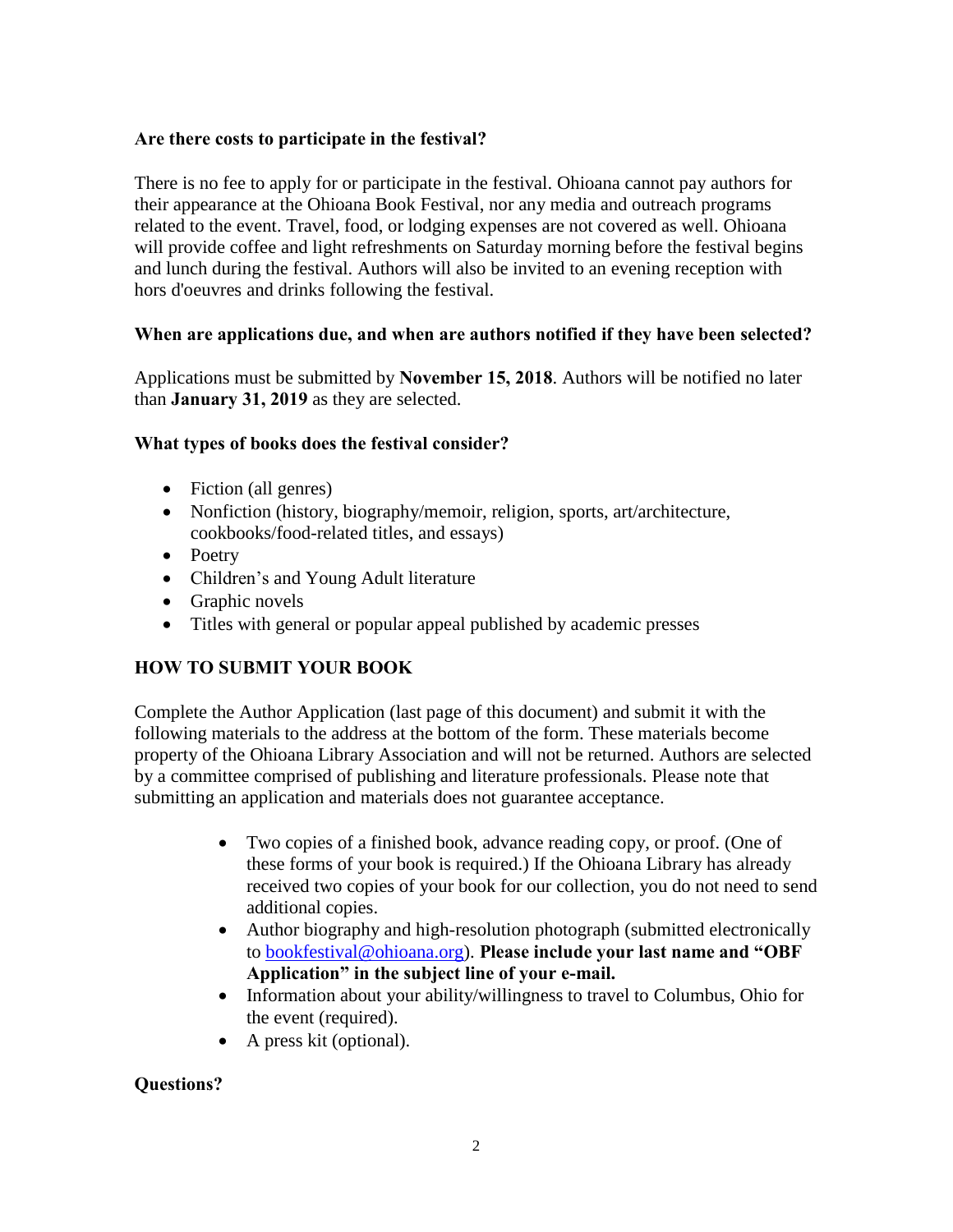**Are there costs to participate in the festival?**

There is no fee to apply for or participate in the festival. Ohioana cannot pay authors for their appearance at the Ohioana Book Festival, nor any media and outreach programs related to the event. Travel, food, or lodging expenses are not covered as well. Ohioana will provide coffee and light refreshments on Saturday morning before the festival begins and lunch during the festival. Authors will also be invited to an evening reception with hors d'oeuvres and drinks following the festival.

**When are applications due, and when are authors notified if they have been selected?**

Applications must be submitted by **November 15, 2018**. Authors will be notified no later than **January 31, 2019** as they are selected.

**What types of books does the festival consider?**

- Fiction (all genres)
- Nonfiction (history, biography/memoir, religion, sports, art/architecture, cookbooks/food-related titles, and essays)
- Poetry
- Children's and Young Adult literature
- Graphic novels
- Titles with general or popular appeal published by academic presses

## HOW TO SUBMIT YOUR BOOK

Complete the Author Application (last page of this document) and submit it with the following materials to the address at the bottom of the form. These materials become property of the Ohioana Library Association and will not be returned. Authors are selected by a committee comprised of publishing and literature professionals. Please note that submitting an application and materials does not guarantee acceptance.

- Two copies of a finished book, advance reading copy, or proof. (One of these forms of your book is required.) If the Ohioana Library has already received two copies of your book for our collection, you do not need to send additional copies.
- Author biography and high-resolution photograph (submitted electronically to bookfestival@ohioana.org). **Please include your last name and "OBF Application" in the subject line of your e-mail.**
- Information about your ability/willingness to travel to Columbus, Ohio for the event (required).
- A press kit (optional).

**Questions?**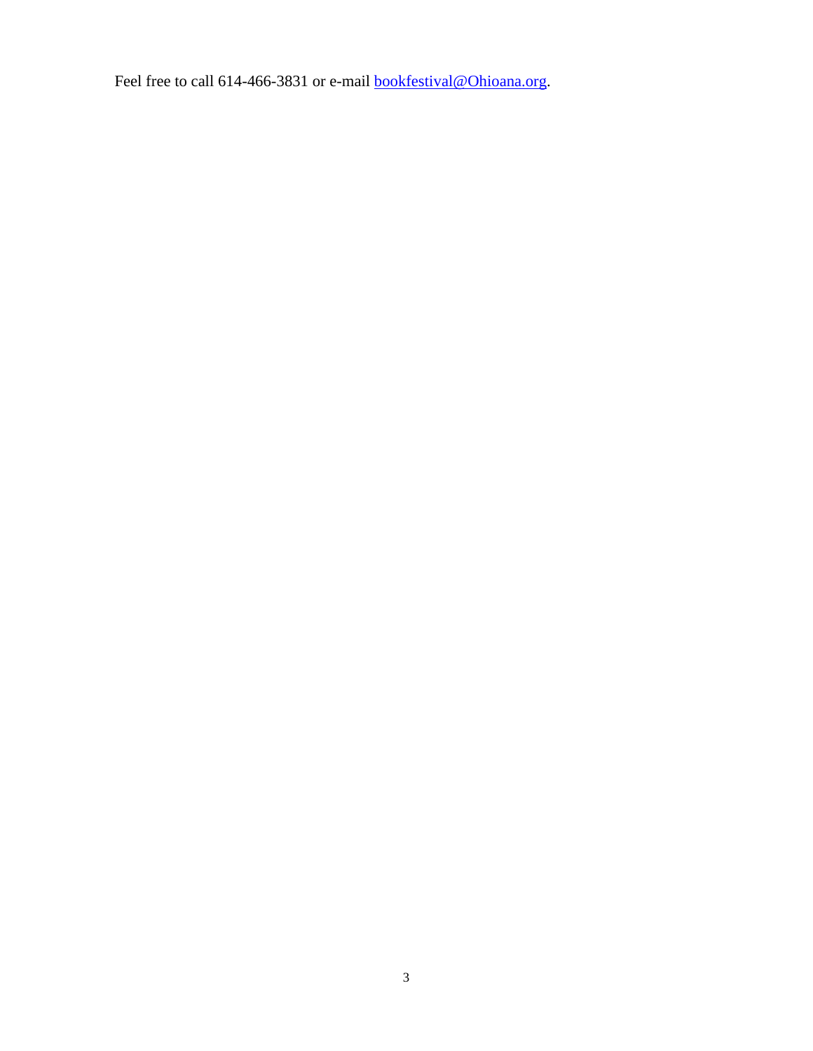Feel free to call 614-466-3831 or e-mail [bookfestival@Ohioana.org](mailto:bookfestival@Ohioana.org).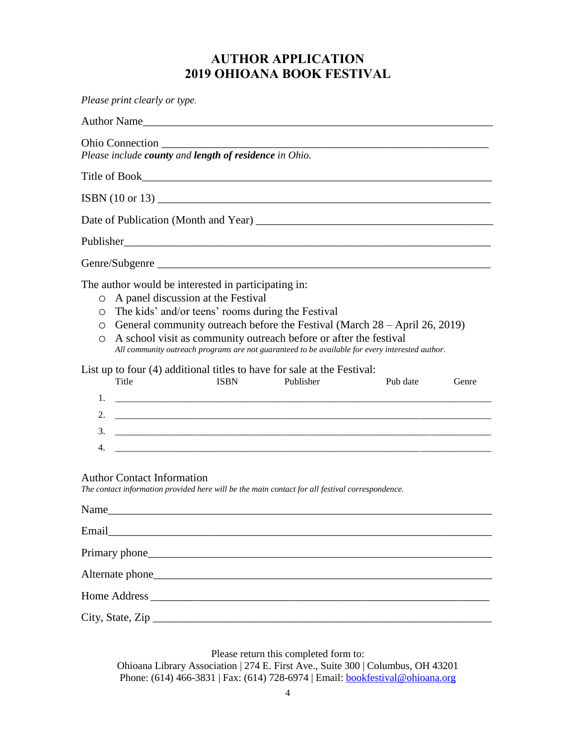# AUTHOR APPLICATION
# 2019 OHIOANA BOOK FESTIVAL

*Please print clearly or type.*

Author Name\_\_\_\_\_\_\_\_\_\_\_\_\_\_\_\_\_\_\_\_\_\_\_\_\_\_\_\_\_\_\_\_\_\_\_\_\_\_\_\_\_\_\_\_\_\_\_\_\_\_\_\_\_\_\_\_\_\_\_\_

Ohio Connection \_\_\_\_\_\_\_\_\_\_\_\_\_\_\_\_\_\_\_\_\_\_\_\_\_\_\_\_\_\_\_\_\_\_\_\_\_\_\_\_\_\_\_\_\_\_\_\_\_\_\_\_\_\_\_
*Please include **county** and **length of residence** in Ohio.*

Title of Book\_\_\_\_\_\_\_\_\_\_\_\_\_\_\_\_\_\_\_\_\_\_\_\_\_\_\_\_\_\_\_\_\_\_\_\_\_\_\_\_\_\_\_\_\_\_\_\_\_\_\_\_\_\_\_\_\_\_\_

ISBN (10 or 13) \_\_\_\_\_\_\_\_\_\_\_\_\_\_\_\_\_\_\_\_\_\_\_\_\_\_\_\_\_\_\_\_\_\_\_\_\_\_\_\_\_\_\_\_\_\_\_\_\_\_\_\_\_\_\_\_

Date of Publication (Month and Year) \_\_\_\_\_\_\_\_\_\_\_\_\_\_\_\_\_\_\_\_\_\_\_\_\_\_\_\_\_\_\_\_\_\_\_\_\_\_\_\_

Publisher\_\_\_\_\_\_\_\_\_\_\_\_\_\_\_\_\_\_\_\_\_\_\_\_\_\_\_\_\_\_\_\_\_\_\_\_\_\_\_\_\_\_\_\_\_\_\_\_\_\_\_\_\_\_\_\_\_\_\_\_\_\_\_

Genre/Subgenre \_\_\_\_\_\_\_\_\_\_\_\_\_\_\_\_\_\_\_\_\_\_\_\_\_\_\_\_\_\_\_\_\_\_\_\_\_\_\_\_\_\_\_\_\_\_\_\_\_\_\_\_\_\_\_\_

The author would be interested in participating in:

- ○ A panel discussion at the Festival
- ○ The kids' and/or teens' rooms during the Festival
- ○ General community outreach before the Festival (March 28 – April 26, 2019)
- ○ A school visit as community outreach before or after the festival
  *All community outreach programs are not guaranteed to be available for every interested author.*

List up to four (4) additional titles to have for sale at the Festival:

| | Title | ISBN | Publisher | Pub date | Genre |
|---|---|---|---|---|---|
| 1. | | | | | |
| 2. | | | | | |
| 3. | | | | | |
| 4. | | | | | |

Author Contact Information
*The contact information provided here will be the main contact for all festival correspondence.*

Name\_\_\_\_\_\_\_\_\_\_\_\_\_\_\_\_\_\_\_\_\_\_\_\_\_\_\_\_\_\_\_\_\_\_\_\_\_\_\_\_\_\_\_\_\_\_\_\_\_\_\_\_\_\_\_\_\_\_\_\_\_\_\_\_\_

Email\_\_\_\_\_\_\_\_\_\_\_\_\_\_\_\_\_\_\_\_\_\_\_\_\_\_\_\_\_\_\_\_\_\_\_\_\_\_\_\_\_\_\_\_\_\_\_\_\_\_\_\_\_\_\_\_\_\_\_\_\_\_\_\_\_

Primary phone\_\_\_\_\_\_\_\_\_\_\_\_\_\_\_\_\_\_\_\_\_\_\_\_\_\_\_\_\_\_\_\_\_\_\_\_\_\_\_\_\_\_\_\_\_\_\_\_\_\_\_\_\_\_\_\_\_\_

Alternate phone\_\_\_\_\_\_\_\_\_\_\_\_\_\_\_\_\_\_\_\_\_\_\_\_\_\_\_\_\_\_\_\_\_\_\_\_\_\_\_\_\_\_\_\_\_\_\_\_\_\_\_\_\_\_\_\_\_

Home Address \_\_\_\_\_\_\_\_\_\_\_\_\_\_\_\_\_\_\_\_\_\_\_\_\_\_\_\_\_\_\_\_\_\_\_\_\_\_\_\_\_\_\_\_\_\_\_\_\_\_\_\_\_\_\_\_\_

City, State, Zip \_\_\_\_\_\_\_\_\_\_\_\_\_\_\_\_\_\_\_\_\_\_\_\_\_\_\_\_\_\_\_\_\_\_\_\_\_\_\_\_\_\_\_\_\_\_\_\_\_\_\_\_\_\_\_\_

Please return this completed form to:
Ohioana Library Association | 274 E. First Ave., Suite 300 | Columbus, OH 43201
Phone: (614) 466-3831 | Fax: (614) 728-6974 | Email: bookfestival@ohioana.org